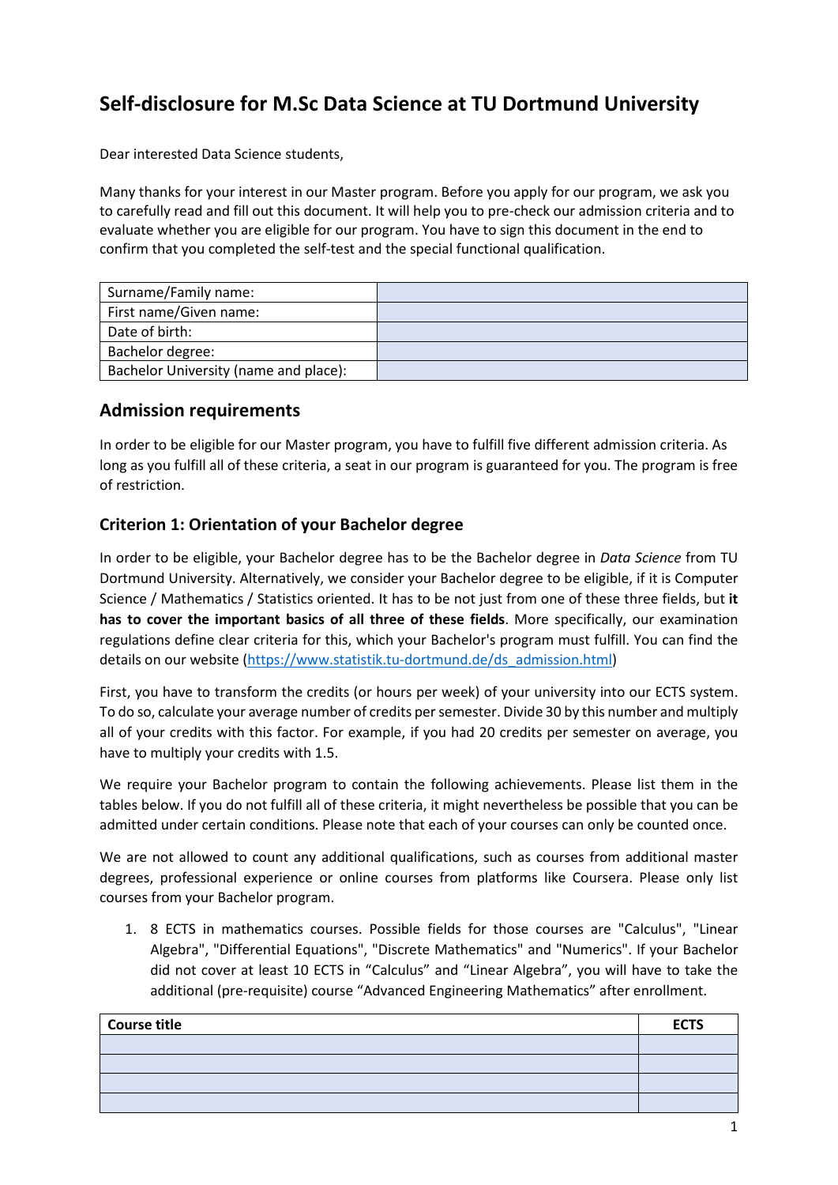# Self-disclosure for M.Sc Data Science at TU Dortmund University

Dear interested Data Science students,

Many thanks for your interest in our Master program. Before you apply for our program, we ask you to carefully read and fill out this document. It will help you to pre-check our admission criteria and to evaluate whether you are eligible for our program. You have to sign this document in the end to confirm that you completed the self-test and the special functional qualification.

| | |
|---|---|
| Surname/Family name: | |
| First name/Given name: | |
| Date of birth: | |
| Bachelor degree: | |
| Bachelor University (name and place): | |

## Admission requirements

In order to be eligible for our Master program, you have to fulfill five different admission criteria. As long as you fulfill all of these criteria, a seat in our program is guaranteed for you. The program is free of restriction.

### Criterion 1: Orientation of your Bachelor degree

In order to be eligible, your Bachelor degree has to be the Bachelor degree in *Data Science* from TU Dortmund University. Alternatively, we consider your Bachelor degree to be eligible, if it is Computer Science / Mathematics / Statistics oriented. It has to be not just from one of these three fields, but **it has to cover the important basics of all three of these fields**. More specifically, our examination regulations define clear criteria for this, which your Bachelor's program must fulfill. You can find the details on our website (https://www.statistik.tu-dortmund.de/ds_admission.html)

First, you have to transform the credits (or hours per week) of your university into our ECTS system. To do so, calculate your average number of credits per semester. Divide 30 by this number and multiply all of your credits with this factor. For example, if you had 20 credits per semester on average, you have to multiply your credits with 1.5.

We require your Bachelor program to contain the following achievements. Please list them in the tables below. If you do not fulfill all of these criteria, it might nevertheless be possible that you can be admitted under certain conditions. Please note that each of your courses can only be counted once.

We are not allowed to count any additional qualifications, such as courses from additional master degrees, professional experience or online courses from platforms like Coursera. Please only list courses from your Bachelor program.

1. 8 ECTS in mathematics courses. Possible fields for those courses are "Calculus", "Linear Algebra", "Differential Equations", "Discrete Mathematics" and "Numerics". If your Bachelor did not cover at least 10 ECTS in "Calculus" and "Linear Algebra", you will have to take the additional (pre-requisite) course "Advanced Engineering Mathematics" after enrollment.

| Course title | ECTS |
|---|---|
| | |
| | |
| | |
| | |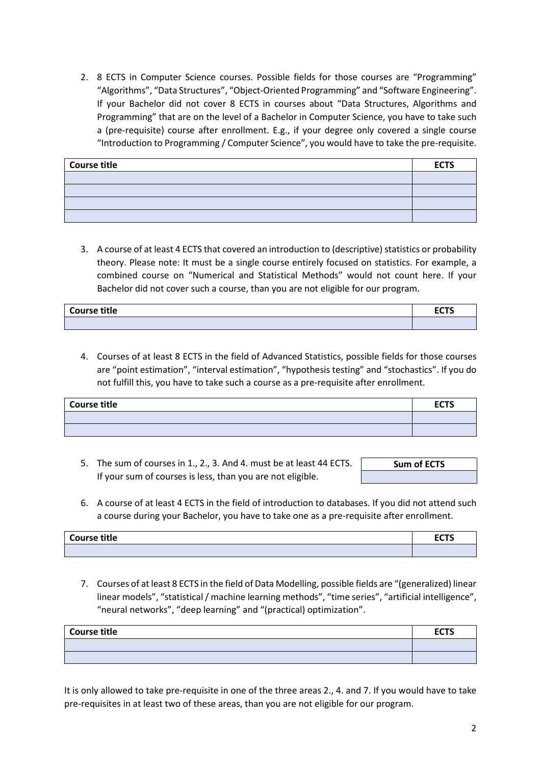2. 8 ECTS in Computer Science courses. Possible fields for those courses are “Programming” “Algorithms”, “Data Structures”, “Object-Oriented Programming” and “Software Engineering”. If your Bachelor did not cover 8 ECTS in courses about “Data Structures, Algorithms and Programming” that are on the level of a Bachelor in Computer Science, you have to take such a (pre-requisite) course after enrollment. E.g., if your degree only covered a single course “Introduction to Programming / Computer Science”, you would have to take the pre-requisite.

| **Course title** | **ECTS** |
|---|---|
| | |
| | |
| | |
| | |

3. A course of at least 4 ECTS that covered an introduction to (descriptive) statistics or probability theory. Please note: It must be a single course entirely focused on statistics. For example, a combined course on “Numerical and Statistical Methods” would not count here. If your Bachelor did not cover such a course, than you are not eligible for our program.

| **Course title** | **ECTS** |
|---|---|
| | |

4. Courses of at least 8 ECTS in the field of Advanced Statistics, possible fields for those courses are “point estimation”, “interval estimation”, “hypothesis testing” and “stochastics”. If you do not fulfill this, you have to take such a course as a pre-requisite after enrollment.

| **Course title** | **ECTS** |
|---|---|
| | |
| | |

5. The sum of courses in 1., 2., 3. And 4. must be at least 44 ECTS. If your sum of courses is less, than you are not eligible.

| **Sum of ECTS** |
|---|
| |

6. A course of at least 4 ECTS in the field of introduction to databases. If you did not attend such a course during your Bachelor, you have to take one as a pre-requisite after enrollment.

| **Course title** | **ECTS** |
|---|---|
| | |

7. Courses of at least 8 ECTS in the field of Data Modelling, possible fields are “(generalized) linear linear models”, “statistical / machine learning methods”, “time series”, “artificial intelligence”, “neural networks”, “deep learning” and “(practical) optimization”.

| **Course title** | **ECTS** |
|---|---|
| | |
| | |

It is only allowed to take pre-requisite in one of the three areas 2., 4. and 7. If you would have to take pre-requisites in at least two of these areas, than you are not eligible for our program.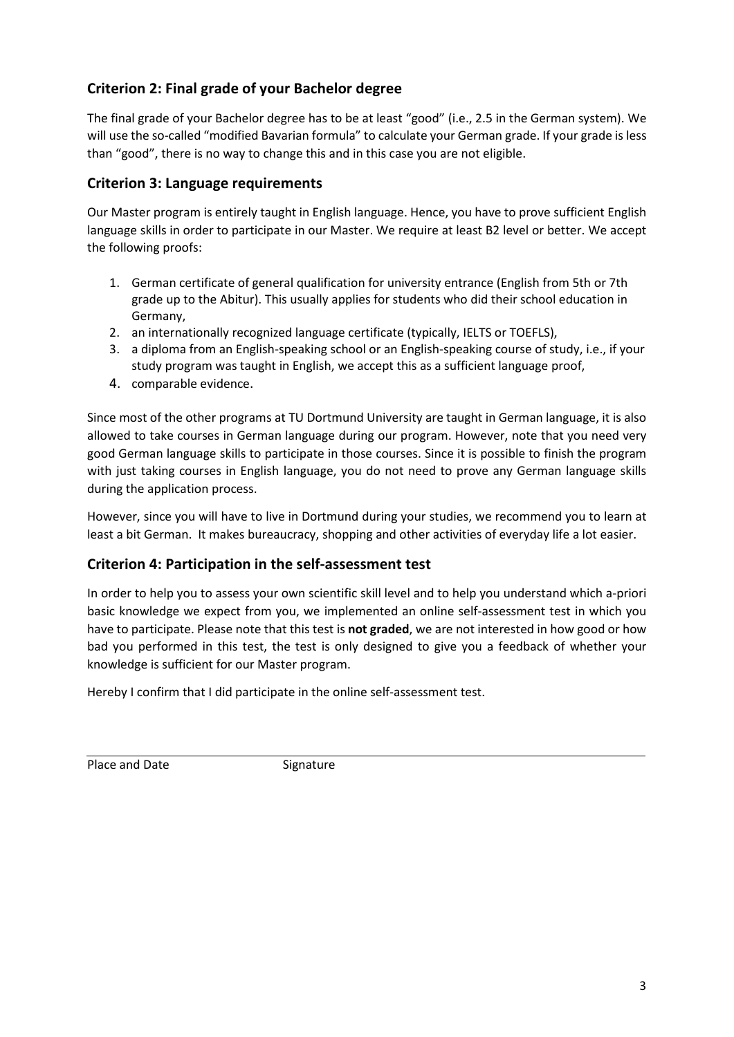## Criterion 2: Final grade of your Bachelor degree

The final grade of your Bachelor degree has to be at least "good" (i.e., 2.5 in the German system). We will use the so-called "modified Bavarian formula" to calculate your German grade. If your grade is less than "good", there is no way to change this and in this case you are not eligible.

## Criterion 3: Language requirements

Our Master program is entirely taught in English language. Hence, you have to prove sufficient English language skills in order to participate in our Master. We require at least B2 level or better. We accept the following proofs:

1. German certificate of general qualification for university entrance (English from 5th or 7th grade up to the Abitur). This usually applies for students who did their school education in Germany,
2. an internationally recognized language certificate (typically, IELTS or TOEFLS),
3. a diploma from an English-speaking school or an English-speaking course of study, i.e., if your study program was taught in English, we accept this as a sufficient language proof,
4. comparable evidence.

Since most of the other programs at TU Dortmund University are taught in German language, it is also allowed to take courses in German language during our program. However, note that you need very good German language skills to participate in those courses. Since it is possible to finish the program with just taking courses in English language, you do not need to prove any German language skills during the application process.

However, since you will have to live in Dortmund during your studies, we recommend you to learn at least a bit German. It makes bureaucracy, shopping and other activities of everyday life a lot easier.

## Criterion 4: Participation in the self-assessment test

In order to help you to assess your own scientific skill level and to help you understand which a-priori basic knowledge we expect from you, we implemented an online self-assessment test in which you have to participate. Please note that this test is **not graded**, we are not interested in how good or how bad you performed in this test, the test is only designed to give you a feedback of whether your knowledge is sufficient for our Master program.

Hereby I confirm that I did participate in the online self-assessment test.

Place and Date Signature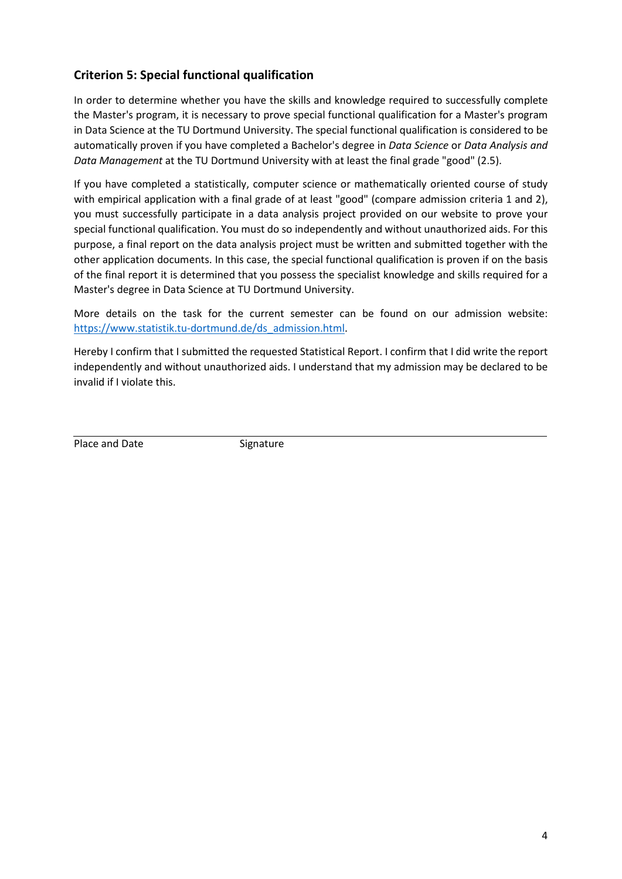## Criterion 5: Special functional qualification

In order to determine whether you have the skills and knowledge required to successfully complete the Master's program, it is necessary to prove special functional qualification for a Master's program in Data Science at the TU Dortmund University. The special functional qualification is considered to be automatically proven if you have completed a Bachelor's degree in *Data Science* or *Data Analysis and Data Management* at the TU Dortmund University with at least the final grade "good" (2.5).

If you have completed a statistically, computer science or mathematically oriented course of study with empirical application with a final grade of at least "good" (compare admission criteria 1 and 2), you must successfully participate in a data analysis project provided on our website to prove your special functional qualification. You must do so independently and without unauthorized aids. For this purpose, a final report on the data analysis project must be written and submitted together with the other application documents. In this case, the special functional qualification is proven if on the basis of the final report it is determined that you possess the specialist knowledge and skills required for a Master's degree in Data Science at TU Dortmund University.

More details on the task for the current semester can be found on our admission website: [https://www.statistik.tu-dortmund.de/ds_admission.html](https://www.statistik.tu-dortmund.de/ds_admission.html).

Hereby I confirm that I submitted the requested Statistical Report. I confirm that I did write the report independently and without unauthorized aids. I understand that my admission may be declared to be invalid if I violate this.

Place and Date Signature